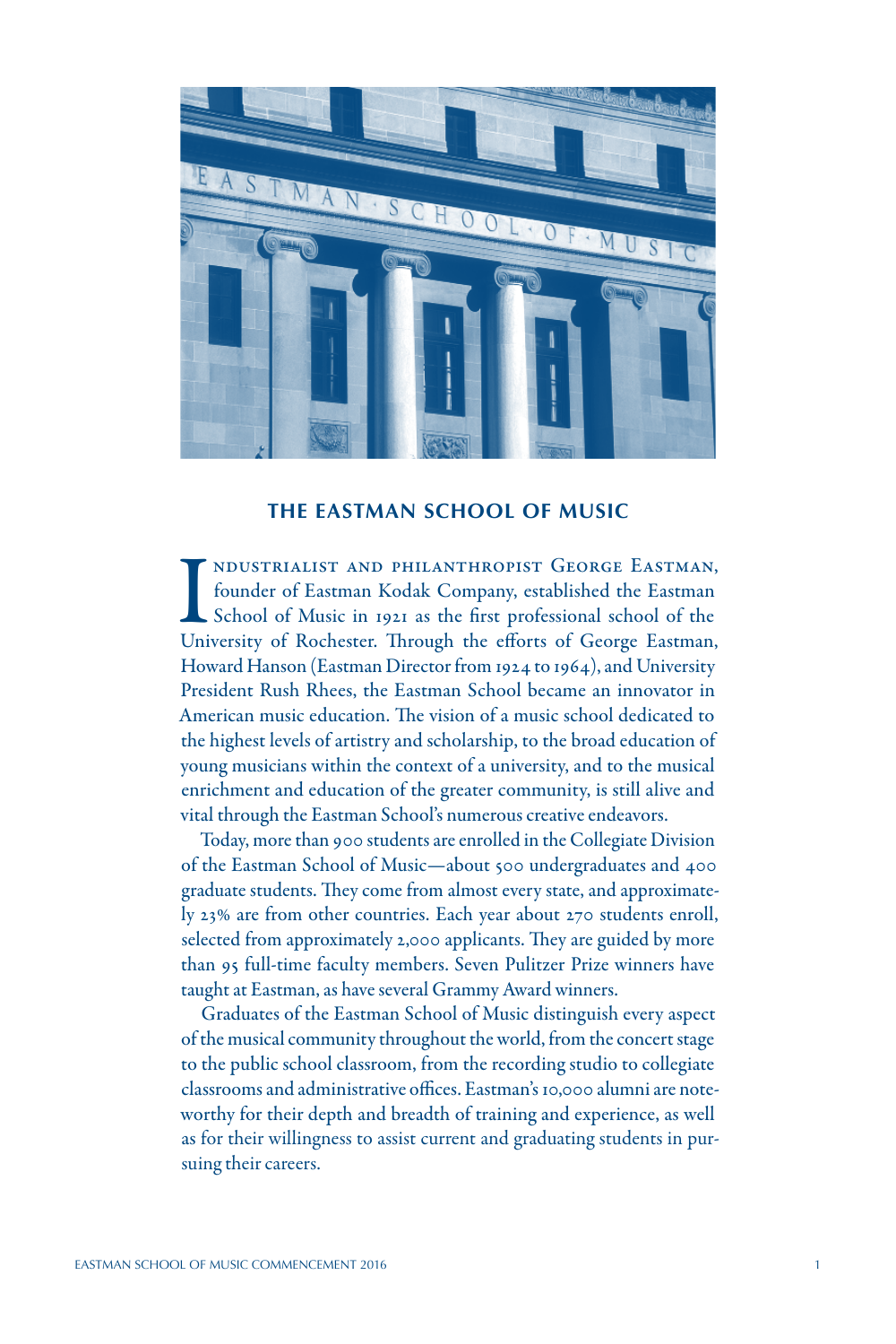## THE EASTMAN SCHOOL OF MUSIC

Industrialist and philanthropist George Eastman, founder of Eastman Kodak Company, established the Eastman School of Music in 1921 as the first professional school of the University of Rochester. Through the efforts of George Eastman, Howard Hanson (Eastman Director from 1924 to 1964), and University President Rush Rhees, the Eastman School became an innovator in American music education. The vision of a music school dedicated to the highest levels of artistry and scholarship, to the broad education of young musicians within the context of a university, and to the musical enrichment and education of the greater community, is still alive and vital through the Eastman School's numerous creative endeavors.

Today, more than 900 students are enrolled in the Collegiate Division of the Eastman School of Music—about 500 undergraduates and 400 graduate students. They come from almost every state, and approximately 23% are from other countries. Each year about 270 students enroll, selected from approximately 2,000 applicants. They are guided by more than 95 full-time faculty members. Seven Pulitzer Prize winners have taught at Eastman, as have several Grammy Award winners.

Graduates of the Eastman School of Music distinguish every aspect of the musical community throughout the world, from the concert stage to the public school classroom, from the recording studio to collegiate classrooms and administrative offices. Eastman's 10,000 alumni are noteworthy for their depth and breadth of training and experience, as well as for their willingness to assist current and graduating students in pursuing their careers.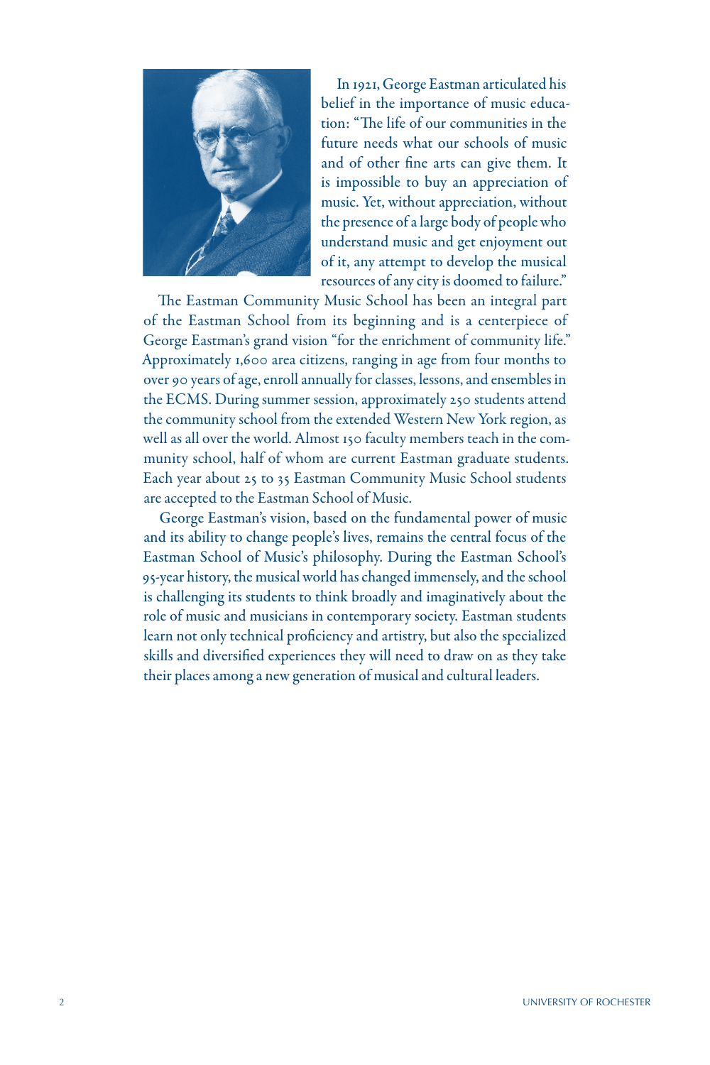In 1921, George Eastman articulated his belief in the importance of music education: "The life of our communities in the future needs what our schools of music and of other fine arts can give them. It is impossible to buy an appreciation of music. Yet, without appreciation, without the presence of a large body of people who understand music and get enjoyment out of it, any attempt to develop the musical resources of any city is doomed to failure."

The Eastman Community Music School has been an integral part of the Eastman School from its beginning and is a centerpiece of George Eastman's grand vision "for the enrichment of community life." Approximately 1,600 area citizens, ranging in age from four months to over 90 years of age, enroll annually for classes, lessons, and ensembles in the ECMS. During summer session, approximately 250 students attend the community school from the extended Western New York region, as well as all over the world. Almost 150 faculty members teach in the community school, half of whom are current Eastman graduate students. Each year about 25 to 35 Eastman Community Music School students are accepted to the Eastman School of Music.

George Eastman's vision, based on the fundamental power of music and its ability to change people's lives, remains the central focus of the Eastman School of Music's philosophy. During the Eastman School's 95-year history, the musical world has changed immensely, and the school is challenging its students to think broadly and imaginatively about the role of music and musicians in contemporary society. Eastman students learn not only technical proficiency and artistry, but also the specialized skills and diversified experiences they will need to draw on as they take their places among a new generation of musical and cultural leaders.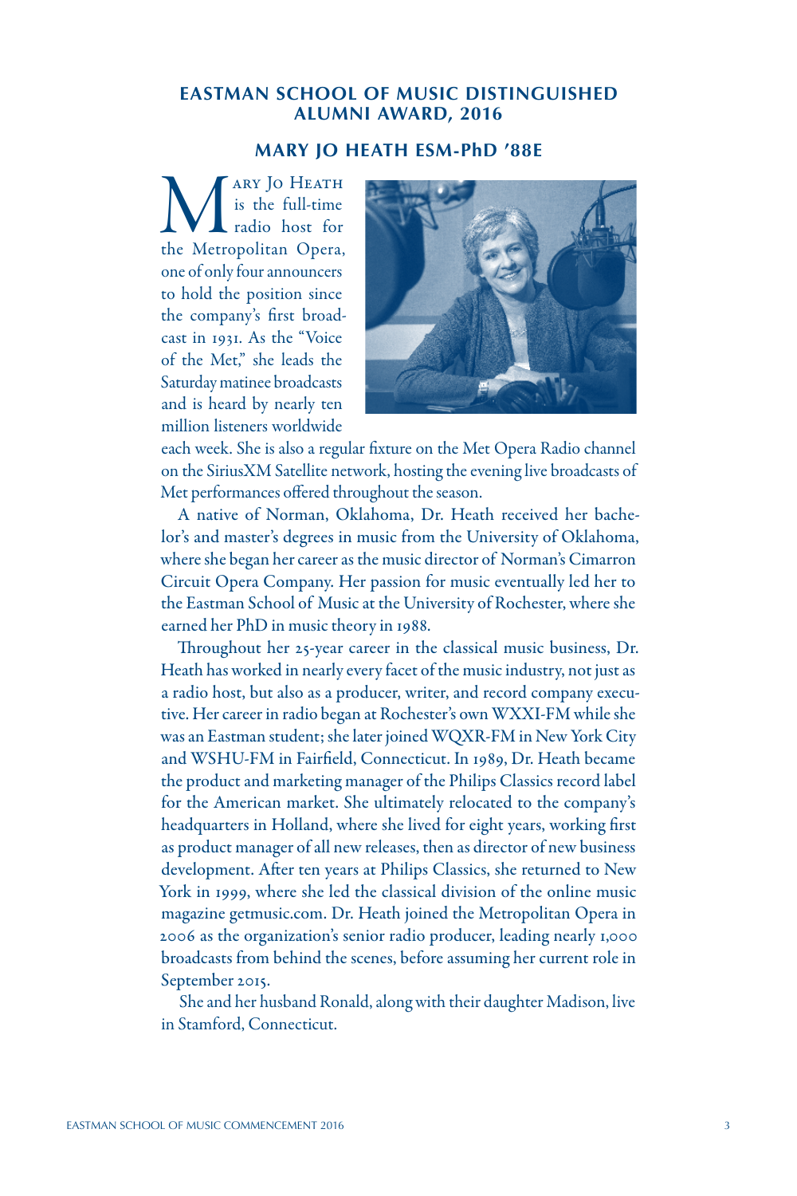## EASTMAN SCHOOL OF MUSIC DISTINGUISHED ALUMNI AWARD, 2016

### MARY JO HEATH ESM-PhD '88E

Mary Jo Heath is the full-time radio host for the Metropolitan Opera, one of only four announcers to hold the position since the company's first broadcast in 1931. As the "Voice of the Met," she leads the Saturday matinee broadcasts and is heard by nearly ten million listeners worldwide each week. She is also a regular fixture on the Met Opera Radio channel on the SiriusXM Satellite network, hosting the evening live broadcasts of Met performances offered throughout the season.

A native of Norman, Oklahoma, Dr. Heath received her bachelor's and master's degrees in music from the University of Oklahoma, where she began her career as the music director of Norman's Cimarron Circuit Opera Company. Her passion for music eventually led her to the Eastman School of Music at the University of Rochester, where she earned her PhD in music theory in 1988.

Throughout her 25-year career in the classical music business, Dr. Heath has worked in nearly every facet of the music industry, not just as a radio host, but also as a producer, writer, and record company executive. Her career in radio began at Rochester's own WXXI-FM while she was an Eastman student; she later joined WQXR-FM in New York City and WSHU-FM in Fairfield, Connecticut. In 1989, Dr. Heath became the product and marketing manager of the Philips Classics record label for the American market. She ultimately relocated to the company's headquarters in Holland, where she lived for eight years, working first as product manager of all new releases, then as director of new business development. After ten years at Philips Classics, she returned to New York in 1999, where she led the classical division of the online music magazine getmusic.com. Dr. Heath joined the Metropolitan Opera in 2006 as the organization's senior radio producer, leading nearly 1,000 broadcasts from behind the scenes, before assuming her current role in September 2015.

She and her husband Ronald, along with their daughter Madison, live in Stamford, Connecticut.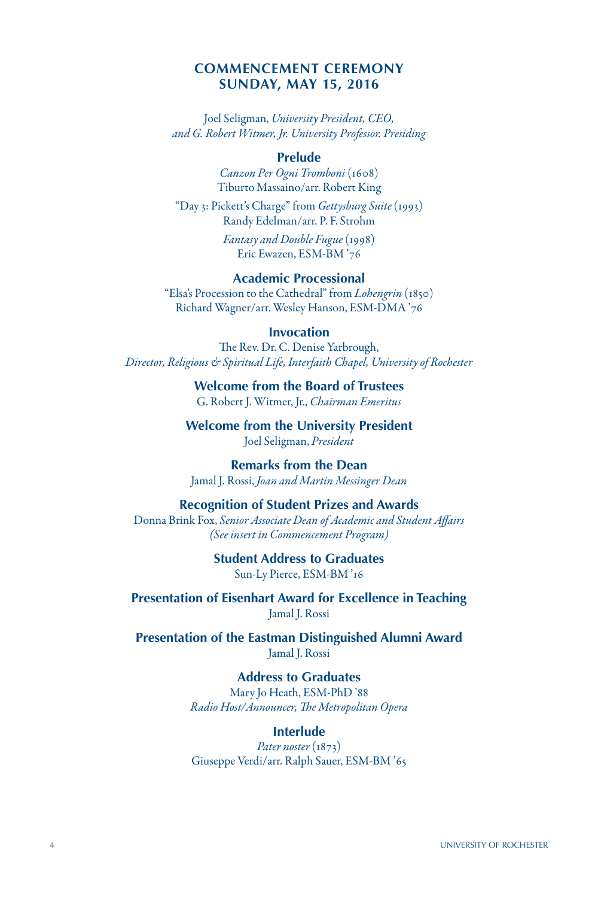## COMMENCEMENT CEREMONY
## SUNDAY, MAY 15, 2016

Joel Seligman, *University President, CEO, and G. Robert Witmer, Jr. University Professor. Presiding*

### Prelude

*Canzon Per Ogni Tromboni* (1608)
Tiburto Massaino/arr. Robert King

"Day 3: Pickett's Charge" from *Gettysburg Suite* (1993)
Randy Edelman/arr. P. F. Strohm

*Fantasy and Double Fugue* (1998)
Eric Ewazen, ESM-BM '76

### Academic Processional

"Elsa's Procession to the Cathedral" from *Lohengrin* (1850)
Richard Wagner/arr. Wesley Hanson, ESM-DMA '76

### Invocation

The Rev. Dr. C. Denise Yarbrough,
*Director, Religious & Spiritual Life, Interfaith Chapel, University of Rochester*

### Welcome from the Board of Trustees

G. Robert J. Witmer, Jr., *Chairman Emeritus*

### Welcome from the University President

Joel Seligman, *President*

### Remarks from the Dean

Jamal J. Rossi, *Joan and Martin Messinger Dean*

### Recognition of Student Prizes and Awards

Donna Brink Fox, *Senior Associate Dean of Academic and Student Affairs*
*(See insert in Commencement Program)*

### Student Address to Graduates

Sun-Ly Pierce, ESM-BM '16

### Presentation of Eisenhart Award for Excellence in Teaching

Jamal J. Rossi

### Presentation of the Eastman Distinguished Alumni Award

Jamal J. Rossi

### Address to Graduates

Mary Jo Heath, ESM-PhD '88
*Radio Host/Announcer, The Metropolitan Opera*

### Interlude

*Pater noster* (1873)
Giuseppe Verdi/arr. Ralph Sauer, ESM-BM '65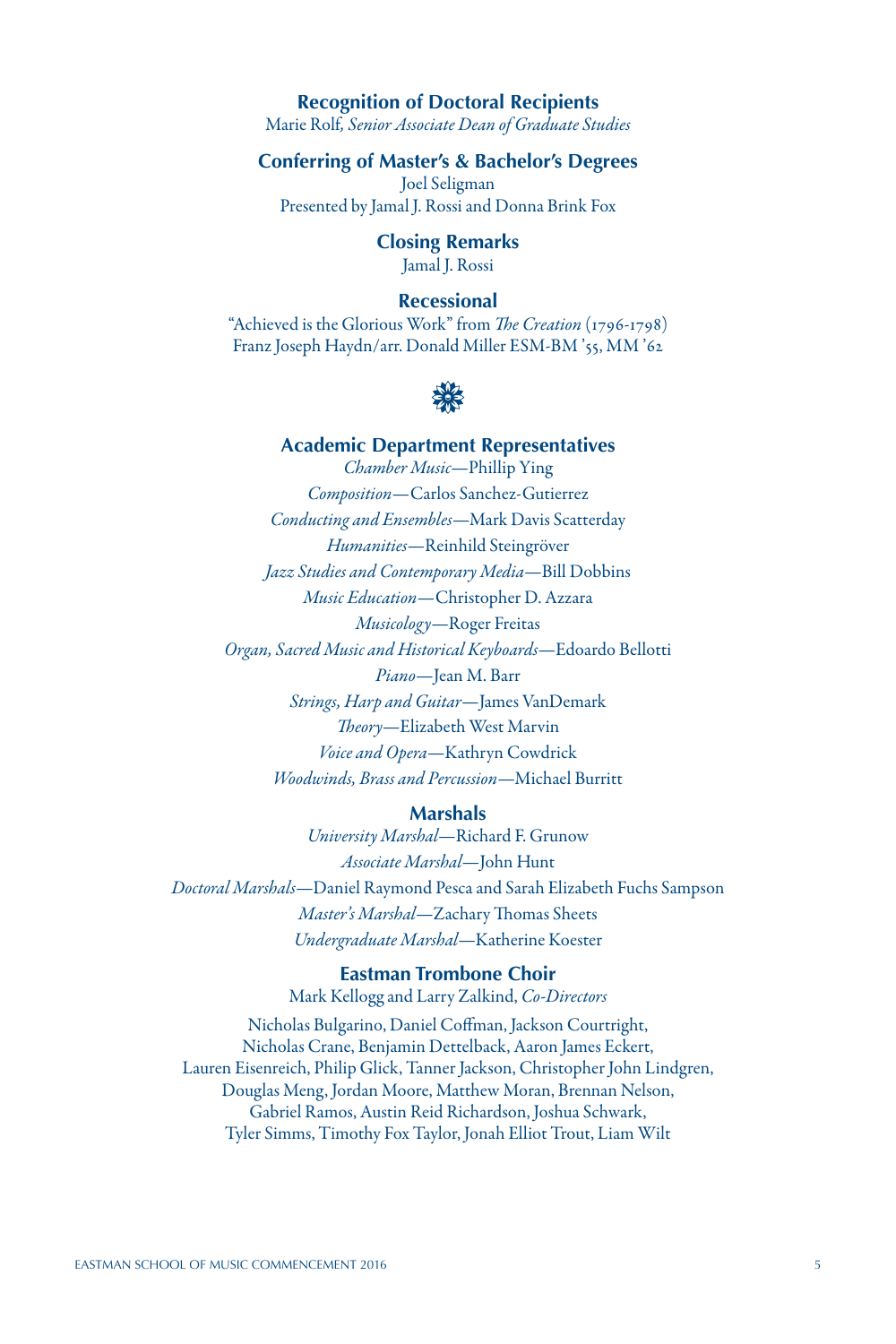### Recognition of Doctoral Recipients

Marie Rolf, *Senior Associate Dean of Graduate Studies*

### Conferring of Master's & Bachelor's Degrees

Joel Seligman
Presented by Jamal J. Rossi and Donna Brink Fox

### Closing Remarks

Jamal J. Rossi

### Recessional

"Achieved is the Glorious Work" from *The Creation* (1796-1798)
Franz Joseph Haydn/arr. Donald Miller ESM-BM '55, MM '62

### Academic Department Representatives

*Chamber Music*—Phillip Ying
*Composition*—Carlos Sanchez-Gutierrez
*Conducting and Ensembles*—Mark Davis Scatterday
*Humanities*—Reinhild Steingröver
*Jazz Studies and Contemporary Media*—Bill Dobbins
*Music Education*—Christopher D. Azzara
*Musicology*—Roger Freitas
*Organ, Sacred Music and Historical Keyboards*—Edoardo Bellotti
*Piano*—Jean M. Barr
*Strings, Harp and Guitar*—James VanDemark
*Theory*—Elizabeth West Marvin
*Voice and Opera*—Kathryn Cowdrick
*Woodwinds, Brass and Percussion*—Michael Burritt

### Marshals

*University Marshal*—Richard F. Grunow
*Associate Marshal*—John Hunt
*Doctoral Marshals*—Daniel Raymond Pesca and Sarah Elizabeth Fuchs Sampson
*Master's Marshal*—Zachary Thomas Sheets
*Undergraduate Marshal*—Katherine Koester

### Eastman Trombone Choir

Mark Kellogg and Larry Zalkind, *Co-Directors*

Nicholas Bulgarino, Daniel Coffman, Jackson Courtright,
Nicholas Crane, Benjamin Dettelback, Aaron James Eckert,
Lauren Eisenreich, Philip Glick, Tanner Jackson, Christopher John Lindgren,
Douglas Meng, Jordan Moore, Matthew Moran, Brennan Nelson,
Gabriel Ramos, Austin Reid Richardson, Joshua Schwark,
Tyler Simms, Timothy Fox Taylor, Jonah Elliot Trout, Liam Wilt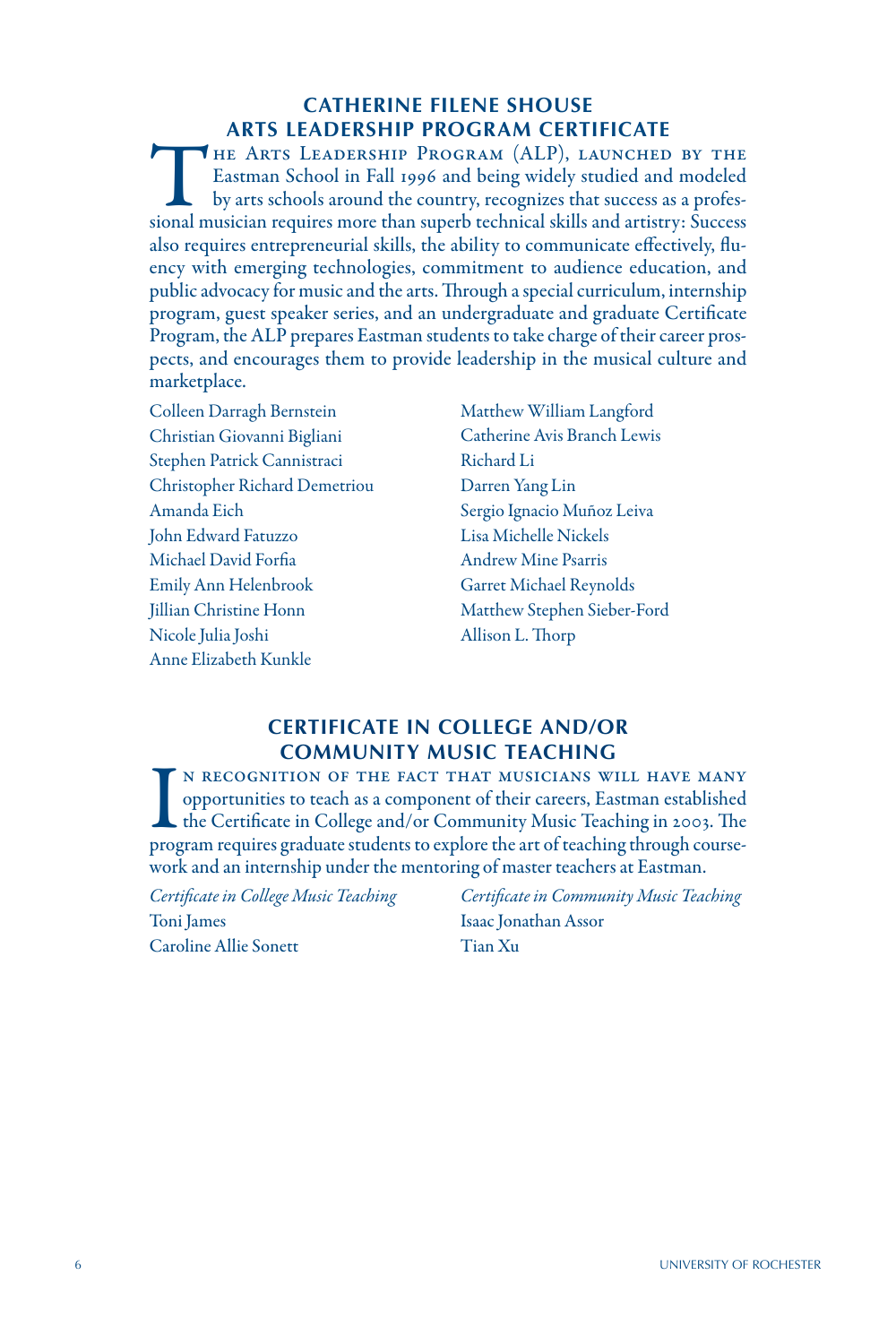## CATHERINE FILENE SHOUSE ARTS LEADERSHIP PROGRAM CERTIFICATE

The Arts Leadership Program (ALP), launched by the Eastman School in Fall 1996 and being widely studied and modeled by arts schools around the country, recognizes that success as a professional musician requires more than superb technical skills and artistry: Success also requires entrepreneurial skills, the ability to communicate effectively, fluency with emerging technologies, commitment to audience education, and public advocacy for music and the arts. Through a special curriculum, internship program, guest speaker series, and an undergraduate and graduate Certificate Program, the ALP prepares Eastman students to take charge of their career prospects, and encourages them to provide leadership in the musical culture and marketplace.

Colleen Darragh Bernstein
Christian Giovanni Bigliani
Stephen Patrick Cannistraci
Christopher Richard Demetriou
Amanda Eich
John Edward Fatuzzo
Michael David Forfia
Emily Ann Helenbrook
Jillian Christine Honn
Nicole Julia Joshi
Anne Elizabeth Kunkle
Matthew William Langford
Catherine Avis Branch Lewis
Richard Li
Darren Yang Lin
Sergio Ignacio Muñoz Leiva
Lisa Michelle Nickels
Andrew Mine Psarris
Garret Michael Reynolds
Matthew Stephen Sieber-Ford
Allison L. Thorp

## CERTIFICATE IN COLLEGE AND/OR COMMUNITY MUSIC TEACHING

In recognition of the fact that musicians will have many opportunities to teach as a component of their careers, Eastman established the Certificate in College and/or Community Music Teaching in 2003. The program requires graduate students to explore the art of teaching through coursework and an internship under the mentoring of master teachers at Eastman.

*Certificate in College Music Teaching*
Toni James
Caroline Allie Sonett

*Certificate in Community Music Teaching*
Isaac Jonathan Assor
Tian Xu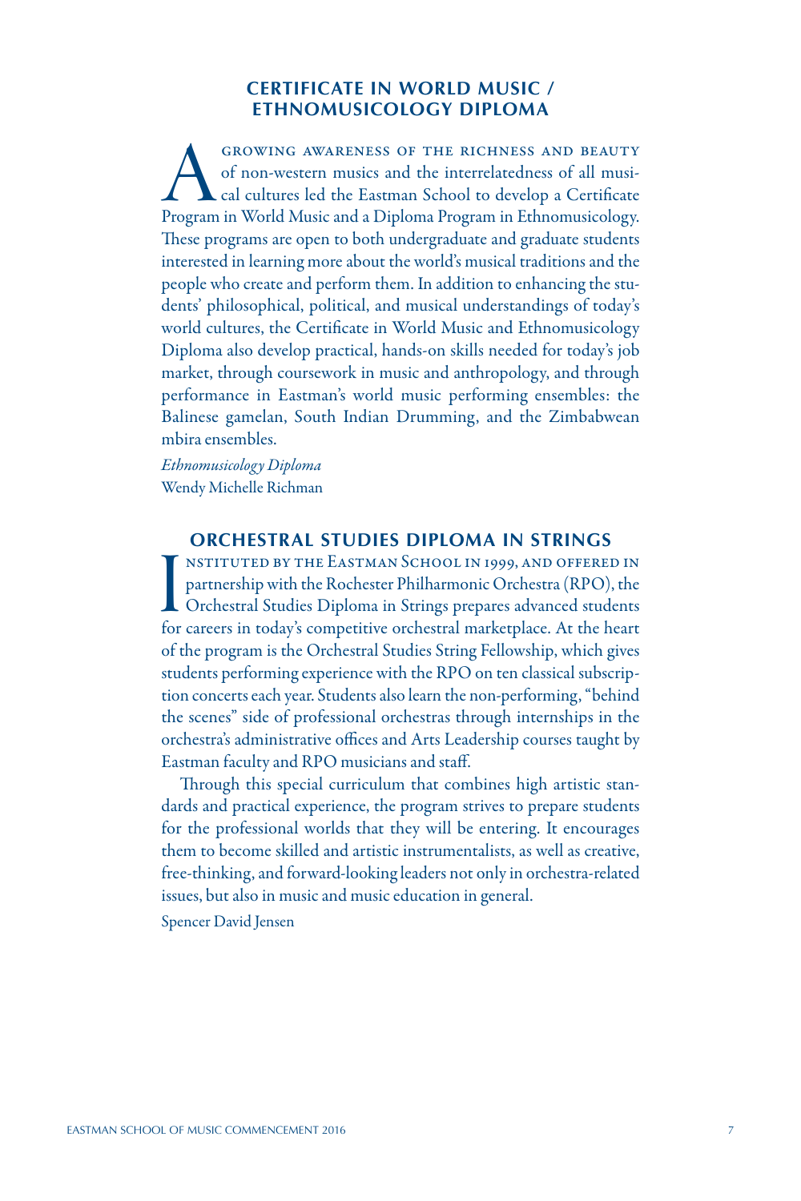## CERTIFICATE IN WORLD MUSIC / ETHNOMUSICOLOGY DIPLOMA

A growing awareness of the richness and beauty of non-western musics and the interrelatedness of all musical cultures led the Eastman School to develop a Certificate Program in World Music and a Diploma Program in Ethnomusicology. These programs are open to both undergraduate and graduate students interested in learning more about the world's musical traditions and the people who create and perform them. In addition to enhancing the students' philosophical, political, and musical understandings of today's world cultures, the Certificate in World Music and Ethnomusicology Diploma also develop practical, hands-on skills needed for today's job market, through coursework in music and anthropology, and through performance in Eastman's world music performing ensembles: the Balinese gamelan, South Indian Drumming, and the Zimbabwean mbira ensembles.

*Ethnomusicology Diploma*
Wendy Michelle Richman

## ORCHESTRAL STUDIES DIPLOMA IN STRINGS

Instituted by the Eastman School in 1999, and offered in partnership with the Rochester Philharmonic Orchestra (RPO), the Orchestral Studies Diploma in Strings prepares advanced students for careers in today's competitive orchestral marketplace. At the heart of the program is the Orchestral Studies String Fellowship, which gives students performing experience with the RPO on ten classical subscription concerts each year. Students also learn the non-performing, "behind the scenes" side of professional orchestras through internships in the orchestra's administrative offices and Arts Leadership courses taught by Eastman faculty and RPO musicians and staff.

Through this special curriculum that combines high artistic standards and practical experience, the program strives to prepare students for the professional worlds that they will be entering. It encourages them to become skilled and artistic instrumentalists, as well as creative, free-thinking, and forward-looking leaders not only in orchestra-related issues, but also in music and music education in general.

Spencer David Jensen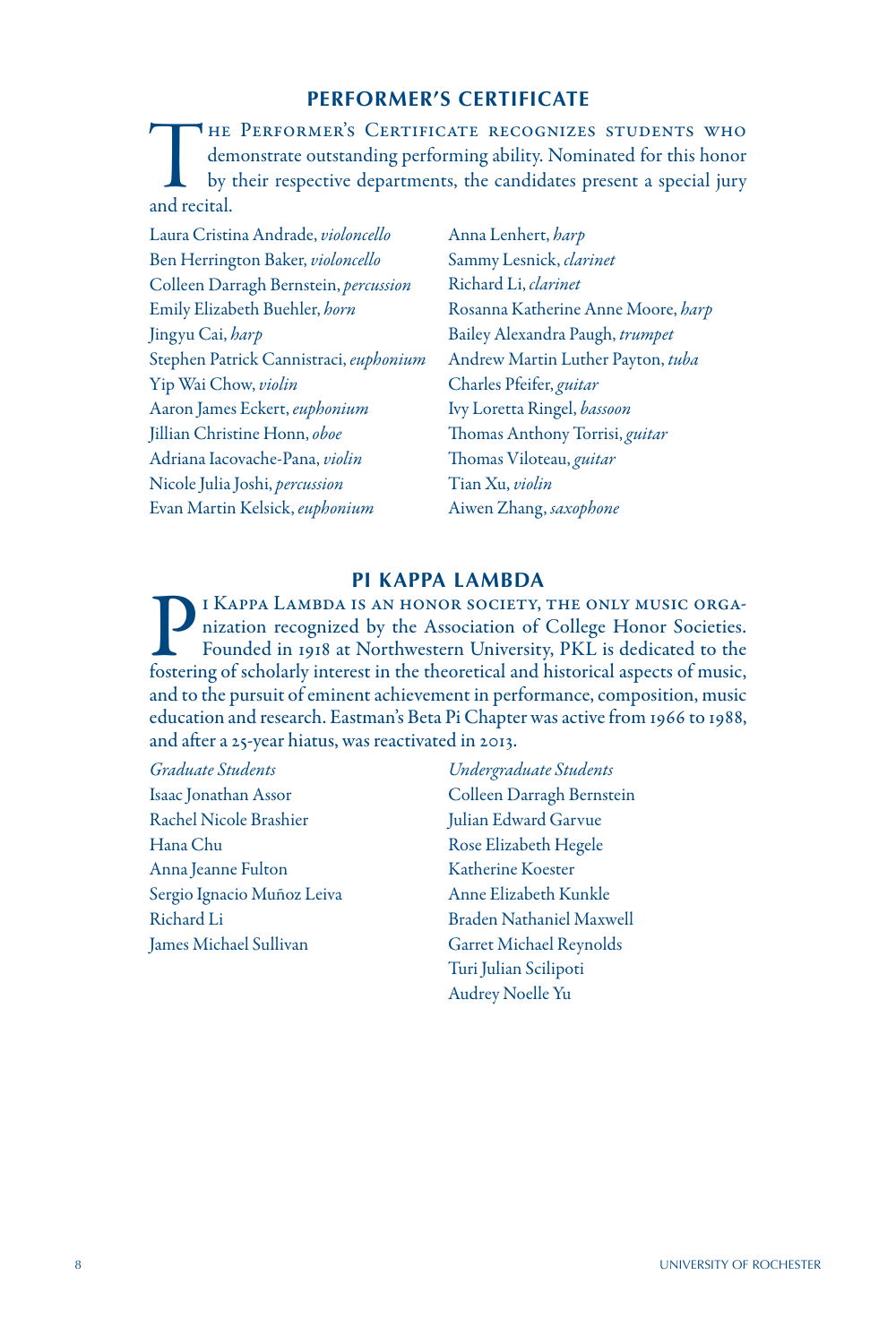## PERFORMER'S CERTIFICATE

The Performer's Certificate recognizes students who demonstrate outstanding performing ability. Nominated for this honor by their respective departments, the candidates present a special jury and recital.

Laura Cristina Andrade, *violoncello*
Ben Herrington Baker, *violoncello*
Colleen Darragh Bernstein, *percussion*
Emily Elizabeth Buehler, *horn*
Jingyu Cai, *harp*
Stephen Patrick Cannistraci, *euphonium*
Yip Wai Chow, *violin*
Aaron James Eckert, *euphonium*
Jillian Christine Honn, *oboe*
Adriana Iacovache-Pana, *violin*
Nicole Julia Joshi, *percussion*
Evan Martin Kelsick, *euphonium*
Anna Lenhert, *harp*
Sammy Lesnick, *clarinet*
Richard Li, *clarinet*
Rosanna Katherine Anne Moore, *harp*
Bailey Alexandra Paugh, *trumpet*
Andrew Martin Luther Payton, *tuba*
Charles Pfeifer, *guitar*
Ivy Loretta Ringel, *bassoon*
Thomas Anthony Torrisi, *guitar*
Thomas Viloteau, *guitar*
Tian Xu, *violin*
Aiwen Zhang, *saxophone*

## PI KAPPA LAMBDA

Pi Kappa Lambda is an honor society, the only music organization recognized by the Association of College Honor Societies. Founded in 1918 at Northwestern University, PKL is dedicated to the fostering of scholarly interest in the theoretical and historical aspects of music, and to the pursuit of eminent achievement in performance, composition, music education and research. Eastman's Beta Pi Chapter was active from 1966 to 1988, and after a 25-year hiatus, was reactivated in 2013.

*Graduate Students*
Isaac Jonathan Assor
Rachel Nicole Brashier
Hana Chu
Anna Jeanne Fulton
Sergio Ignacio Muñoz Leiva
Richard Li
James Michael Sullivan

*Undergraduate Students*
Colleen Darragh Bernstein
Julian Edward Garvue
Rose Elizabeth Hegele
Katherine Koester
Anne Elizabeth Kunkle
Braden Nathaniel Maxwell
Garret Michael Reynolds
Turi Julian Scilipoti
Audrey Noelle Yu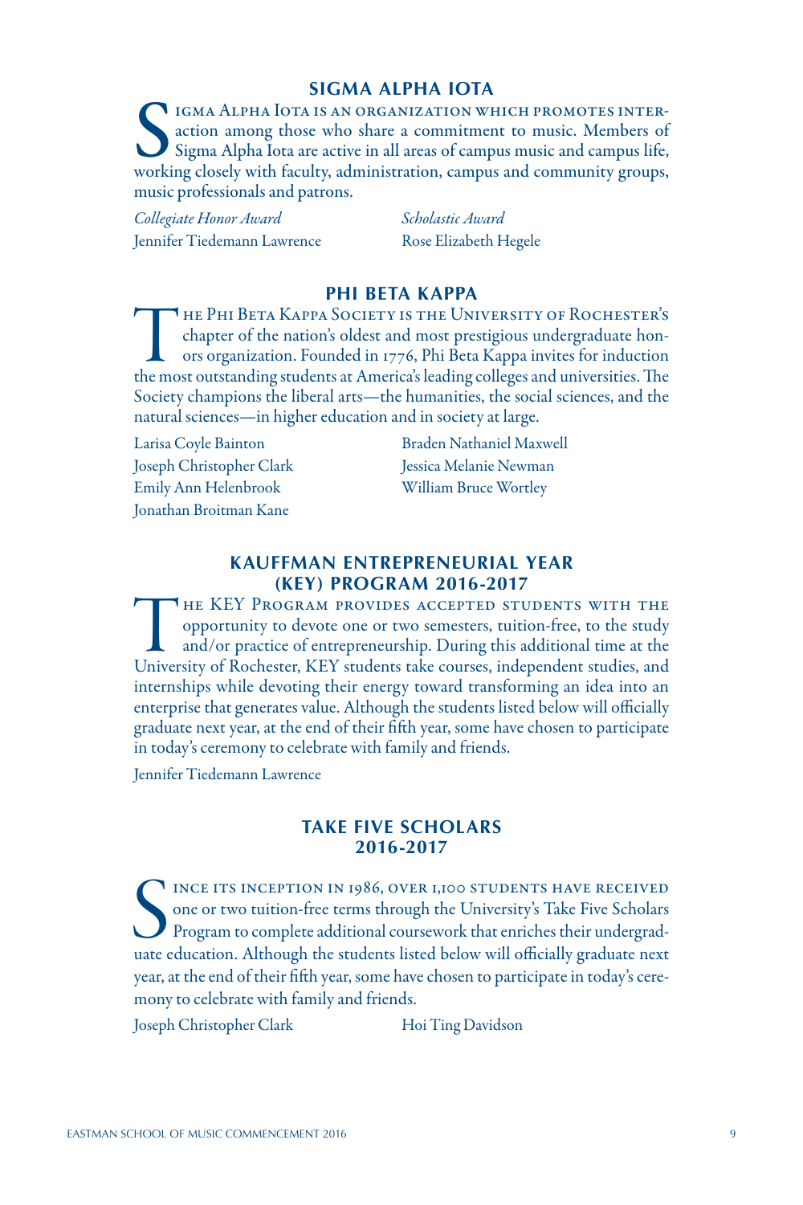## SIGMA ALPHA IOTA

Sigma Alpha Iota is an organization which promotes interaction among those who share a commitment to music. Members of Sigma Alpha Iota are active in all areas of campus music and campus life, working closely with faculty, administration, campus and community groups, music professionals and patrons.

*Collegiate Honor Award*
Jennifer Tiedemann Lawrence

*Scholastic Award*
Rose Elizabeth Hegele

## PHI BETA KAPPA

The Phi Beta Kappa Society is the University of Rochester's chapter of the nation's oldest and most prestigious undergraduate honors organization. Founded in 1776, Phi Beta Kappa invites for induction the most outstanding students at America's leading colleges and universities. The Society champions the liberal arts—the humanities, the social sciences, and the natural sciences—in higher education and in society at large.

Larisa Coyle Bainton
Joseph Christopher Clark
Emily Ann Helenbrook
Jonathan Broitman Kane
Braden Nathaniel Maxwell
Jessica Melanie Newman
William Bruce Wortley

## KAUFFMAN ENTREPRENEURIAL YEAR (KEY) PROGRAM 2016-2017

The KEY Program provides accepted students with the opportunity to devote one or two semesters, tuition-free, to the study and/or practice of entrepreneurship. During this additional time at the University of Rochester, KEY students take courses, independent studies, and internships while devoting their energy toward transforming an idea into an enterprise that generates value. Although the students listed below will officially graduate next year, at the end of their fifth year, some have chosen to participate in today's ceremony to celebrate with family and friends.

Jennifer Tiedemann Lawrence

## TAKE FIVE SCHOLARS 2016-2017

Since its inception in 1986, over 1,100 students have received one or two tuition-free terms through the University's Take Five Scholars Program to complete additional coursework that enriches their undergraduate education. Although the students listed below will officially graduate next year, at the end of their fifth year, some have chosen to participate in today's ceremony to celebrate with family and friends.

Joseph Christopher Clark
Hoi Ting Davidson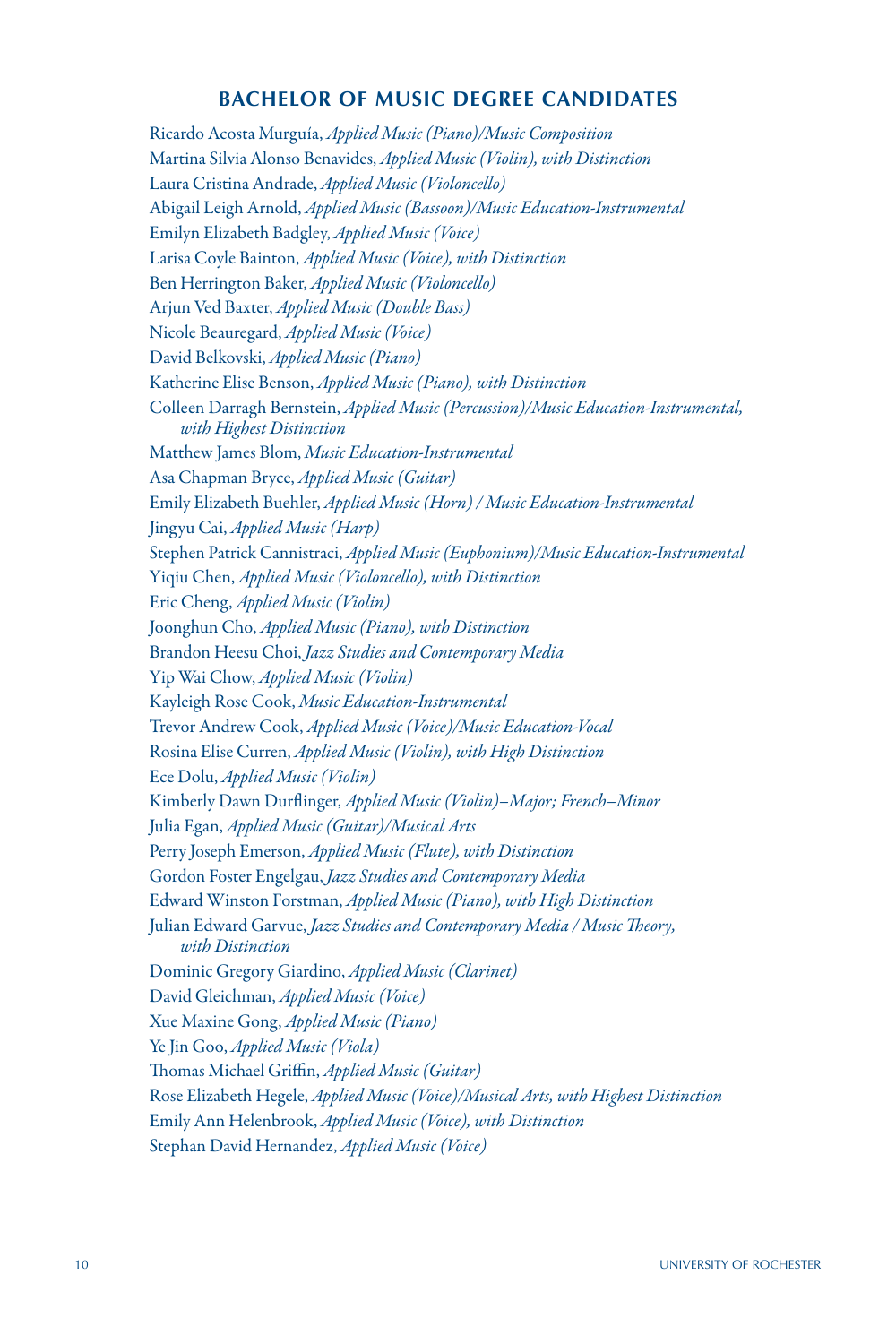## BACHELOR OF MUSIC DEGREE CANDIDATES

Ricardo Acosta Murguía, *Applied Music (Piano)/Music Composition*
Martina Silvia Alonso Benavides, *Applied Music (Violin), with Distinction*
Laura Cristina Andrade, *Applied Music (Violoncello)*
Abigail Leigh Arnold, *Applied Music (Bassoon)/Music Education-Instrumental*
Emilyn Elizabeth Badgley, *Applied Music (Voice)*
Larisa Coyle Bainton, *Applied Music (Voice), with Distinction*
Ben Herrington Baker, *Applied Music (Violoncello)*
Arjun Ved Baxter, *Applied Music (Double Bass)*
Nicole Beauregard, *Applied Music (Voice)*
David Belkovski, *Applied Music (Piano)*
Katherine Elise Benson, *Applied Music (Piano), with Distinction*
Colleen Darragh Bernstein, *Applied Music (Percussion)/Music Education-Instrumental, with Highest Distinction*
Matthew James Blom, *Music Education-Instrumental*
Asa Chapman Bryce, *Applied Music (Guitar)*
Emily Elizabeth Buehler, *Applied Music (Horn) / Music Education-Instrumental*
Jingyu Cai, *Applied Music (Harp)*
Stephen Patrick Cannistraci, *Applied Music (Euphonium)/Music Education-Instrumental*
Yiqiu Chen, *Applied Music (Violoncello), with Distinction*
Eric Cheng, *Applied Music (Violin)*
Joonghun Cho, *Applied Music (Piano), with Distinction*
Brandon Heesu Choi, *Jazz Studies and Contemporary Media*
Yip Wai Chow, *Applied Music (Violin)*
Kayleigh Rose Cook, *Music Education-Instrumental*
Trevor Andrew Cook, *Applied Music (Voice)/Music Education-Vocal*
Rosina Elise Curren, *Applied Music (Violin), with High Distinction*
Ece Dolu, *Applied Music (Violin)*
Kimberly Dawn Durflinger, *Applied Music (Violin)–Major; French–Minor*
Julia Egan, *Applied Music (Guitar)/Musical Arts*
Perry Joseph Emerson, *Applied Music (Flute), with Distinction*
Gordon Foster Engelgau, *Jazz Studies and Contemporary Media*
Edward Winston Forstman, *Applied Music (Piano), with High Distinction*
Julian Edward Garvue, *Jazz Studies and Contemporary Media / Music Theory, with Distinction*
Dominic Gregory Giardino, *Applied Music (Clarinet)*
David Gleichman, *Applied Music (Voice)*
Xue Maxine Gong, *Applied Music (Piano)*
Ye Jin Goo, *Applied Music (Viola)*
Thomas Michael Griffin, *Applied Music (Guitar)*
Rose Elizabeth Hegele, *Applied Music (Voice)/Musical Arts, with Highest Distinction*
Emily Ann Helenbrook, *Applied Music (Voice), with Distinction*
Stephan David Hernandez, *Applied Music (Voice)*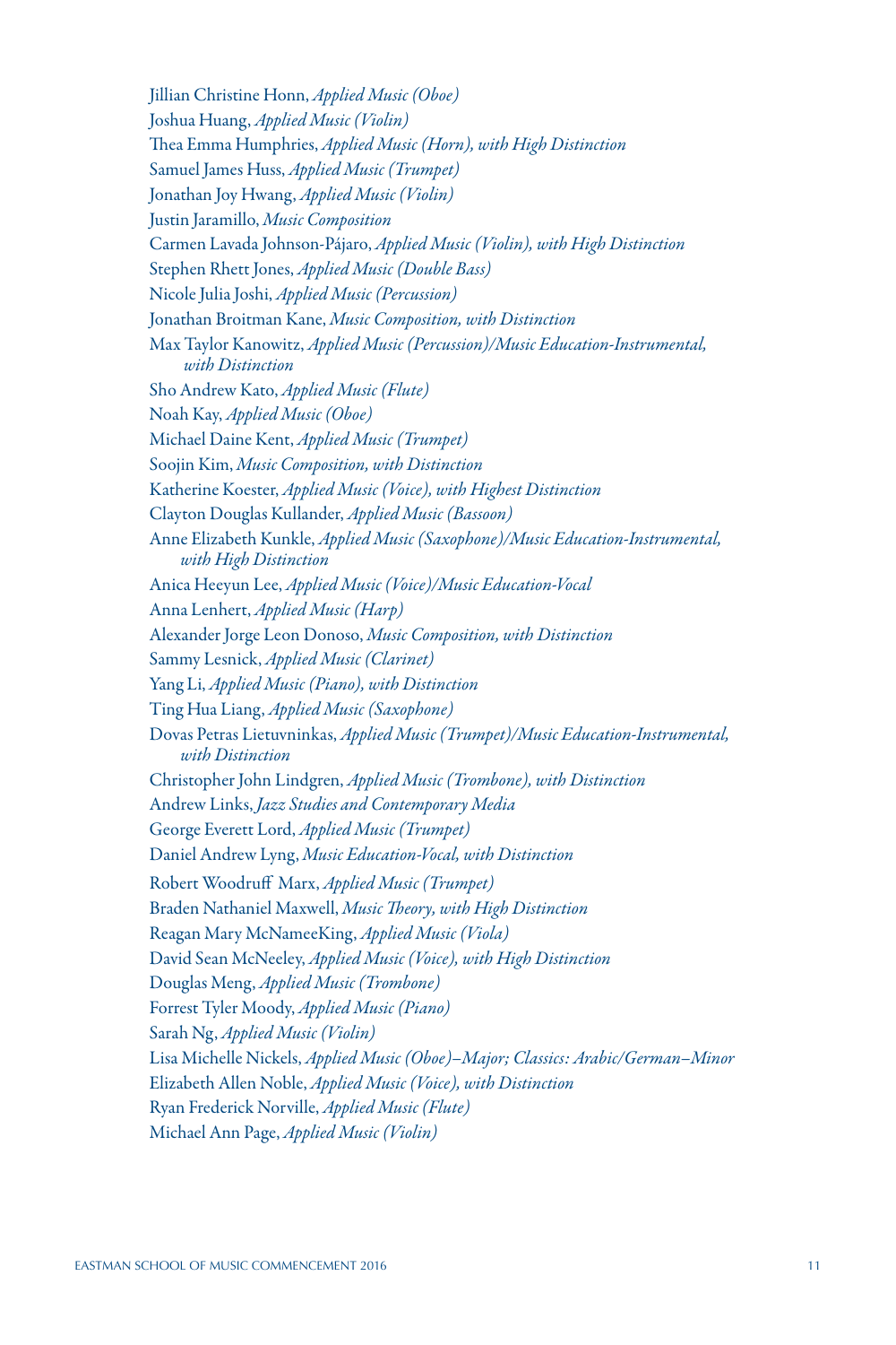Jillian Christine Honn, *Applied Music (Oboe)*
Joshua Huang, *Applied Music (Violin)*
Thea Emma Humphries, *Applied Music (Horn), with High Distinction*
Samuel James Huss, *Applied Music (Trumpet)*
Jonathan Joy Hwang, *Applied Music (Violin)*
Justin Jaramillo, *Music Composition*
Carmen Lavada Johnson-Pájaro, *Applied Music (Violin), with High Distinction*
Stephen Rhett Jones, *Applied Music (Double Bass)*
Nicole Julia Joshi, *Applied Music (Percussion)*
Jonathan Broitman Kane, *Music Composition, with Distinction*
Max Taylor Kanowitz, *Applied Music (Percussion)/Music Education-Instrumental, with Distinction*
Sho Andrew Kato, *Applied Music (Flute)*
Noah Kay, *Applied Music (Oboe)*
Michael Daine Kent, *Applied Music (Trumpet)*
Soojin Kim, *Music Composition, with Distinction*
Katherine Koester, *Applied Music (Voice), with Highest Distinction*
Clayton Douglas Kullander, *Applied Music (Bassoon)*
Anne Elizabeth Kunkle, *Applied Music (Saxophone)/Music Education-Instrumental, with High Distinction*
Anica Heeyun Lee, *Applied Music (Voice)/Music Education-Vocal*
Anna Lenhert, *Applied Music (Harp)*
Alexander Jorge Leon Donoso, *Music Composition, with Distinction*
Sammy Lesnick, *Applied Music (Clarinet)*
Yang Li, *Applied Music (Piano), with Distinction*
Ting Hua Liang, *Applied Music (Saxophone)*
Dovas Petras Lietuvninkas, *Applied Music (Trumpet)/Music Education-Instrumental, with Distinction*
Christopher John Lindgren, *Applied Music (Trombone), with Distinction*
Andrew Links, *Jazz Studies and Contemporary Media*
George Everett Lord, *Applied Music (Trumpet)*
Daniel Andrew Lyng, *Music Education-Vocal, with Distinction*
Robert Woodruff Marx, *Applied Music (Trumpet)*
Braden Nathaniel Maxwell, *Music Theory, with High Distinction*
Reagan Mary McNameeKing, *Applied Music (Viola)*
David Sean McNeeley, *Applied Music (Voice), with High Distinction*
Douglas Meng, *Applied Music (Trombone)*
Forrest Tyler Moody, *Applied Music (Piano)*
Sarah Ng, *Applied Music (Violin)*
Lisa Michelle Nickels, *Applied Music (Oboe)–Major; Classics: Arabic/German–Minor*
Elizabeth Allen Noble, *Applied Music (Voice), with Distinction*
Ryan Frederick Norville, *Applied Music (Flute)*
Michael Ann Page, *Applied Music (Violin)*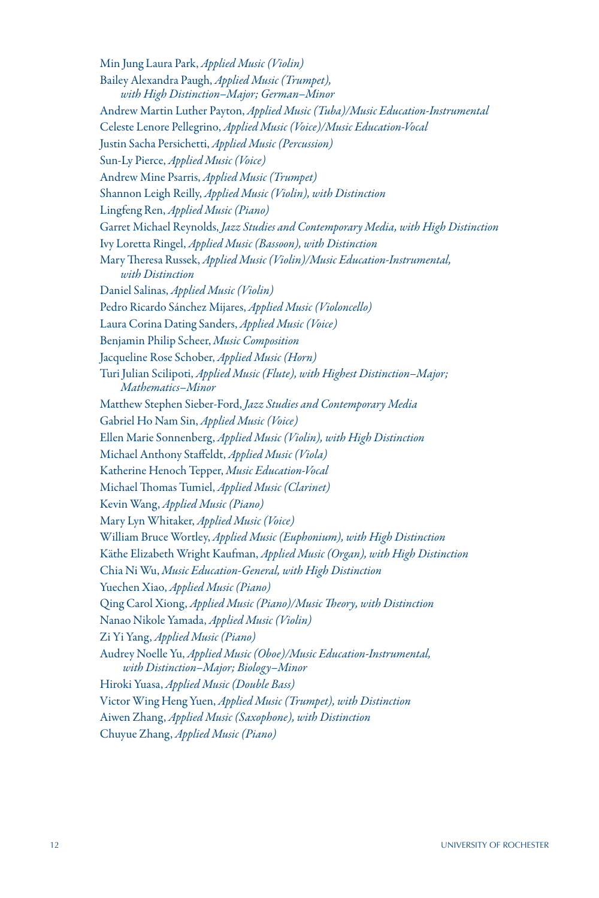Min Jung Laura Park, *Applied Music (Violin)*

Bailey Alexandra Paugh, *Applied Music (Trumpet), with High Distinction–Major; German–Minor*

Andrew Martin Luther Payton, *Applied Music (Tuba)/Music Education-Instrumental*

Celeste Lenore Pellegrino, *Applied Music (Voice)/Music Education-Vocal*

Justin Sacha Persichetti, *Applied Music (Percussion)*

Sun-Ly Pierce, *Applied Music (Voice)*

Andrew Mine Psarris, *Applied Music (Trumpet)*

Shannon Leigh Reilly, *Applied Music (Violin), with Distinction*

Lingfeng Ren, *Applied Music (Piano)*

Garret Michael Reynolds, *Jazz Studies and Contemporary Media, with High Distinction*

Ivy Loretta Ringel, *Applied Music (Bassoon), with Distinction*

Mary Theresa Russek, *Applied Music (Violin)/Music Education-Instrumental, with Distinction*

Daniel Salinas, *Applied Music (Violin)*

Pedro Ricardo Sánchez Mijares, *Applied Music (Violoncello)*

Laura Corina Dating Sanders, *Applied Music (Voice)*

Benjamin Philip Scheer, *Music Composition*

Jacqueline Rose Schober, *Applied Music (Horn)*

Turi Julian Scilipoti, *Applied Music (Flute), with Highest Distinction–Major; Mathematics–Minor*

Matthew Stephen Sieber-Ford, *Jazz Studies and Contemporary Media*

Gabriel Ho Nam Sin, *Applied Music (Voice)*

Ellen Marie Sonnenberg, *Applied Music (Violin), with High Distinction*

Michael Anthony Staffeldt, *Applied Music (Viola)*

Katherine Henoch Tepper, *Music Education-Vocal*

Michael Thomas Tumiel, *Applied Music (Clarinet)*

Kevin Wang, *Applied Music (Piano)*

Mary Lyn Whitaker, *Applied Music (Voice)*

William Bruce Wortley, *Applied Music (Euphonium), with High Distinction*

Käthe Elizabeth Wright Kaufman, *Applied Music (Organ), with High Distinction*

Chia Ni Wu, *Music Education-General, with High Distinction*

Yuechen Xiao, *Applied Music (Piano)*

Qing Carol Xiong, *Applied Music (Piano)/Music Theory, with Distinction*

Nanao Nikole Yamada, *Applied Music (Violin)*

Zi Yi Yang, *Applied Music (Piano)*

Audrey Noelle Yu, *Applied Music (Oboe)/Music Education-Instrumental, with Distinction–Major; Biology–Minor*

Hiroki Yuasa, *Applied Music (Double Bass)*

Victor Wing Heng Yuen, *Applied Music (Trumpet), with Distinction*

Aiwen Zhang, *Applied Music (Saxophone), with Distinction*

Chuyue Zhang, *Applied Music (Piano)*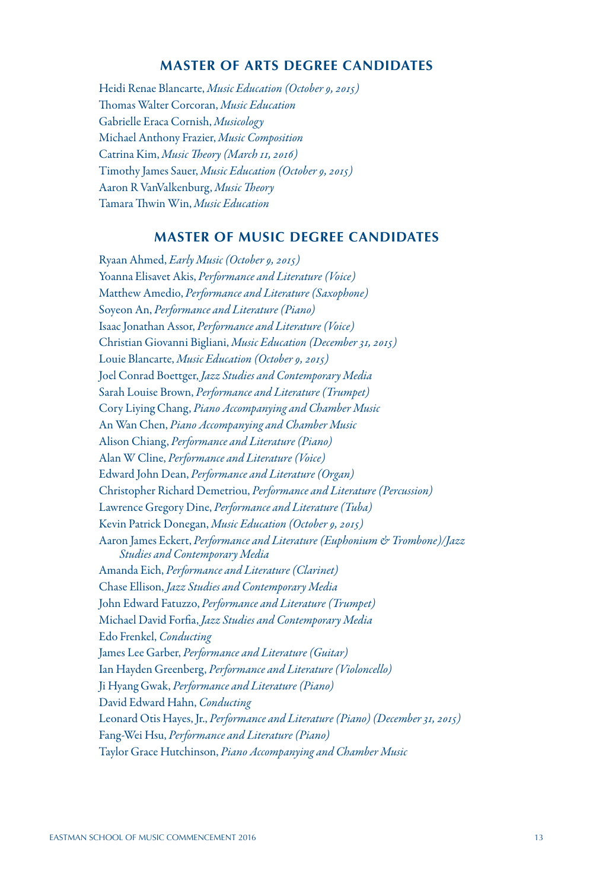## MASTER OF ARTS DEGREE CANDIDATES

Heidi Renae Blancarte, *Music Education (October 9, 2015)*
Thomas Walter Corcoran, *Music Education*
Gabrielle Eraca Cornish, *Musicology*
Michael Anthony Frazier, *Music Composition*
Catrina Kim, *Music Theory (March 11, 2016)*
Timothy James Sauer, *Music Education (October 9, 2015)*
Aaron R VanValkenburg, *Music Theory*
Tamara Thwin Win, *Music Education*

## MASTER OF MUSIC DEGREE CANDIDATES

Ryaan Ahmed, *Early Music (October 9, 2015)*
Yoanna Elisavet Akis, *Performance and Literature (Voice)*
Matthew Amedio, *Performance and Literature (Saxophone)*
Soyeon An, *Performance and Literature (Piano)*
Isaac Jonathan Assor, *Performance and Literature (Voice)*
Christian Giovanni Bigliani, *Music Education (December 31, 2015)*
Louie Blancarte, *Music Education (October 9, 2015)*
Joel Conrad Boettger, *Jazz Studies and Contemporary Media*
Sarah Louise Brown, *Performance and Literature (Trumpet)*
Cory Liying Chang, *Piano Accompanying and Chamber Music*
An Wan Chen, *Piano Accompanying and Chamber Music*
Alison Chiang, *Performance and Literature (Piano)*
Alan W Cline, *Performance and Literature (Voice)*
Edward John Dean, *Performance and Literature (Organ)*
Christopher Richard Demetriou, *Performance and Literature (Percussion)*
Lawrence Gregory Dine, *Performance and Literature (Tuba)*
Kevin Patrick Donegan, *Music Education (October 9, 2015)*
Aaron James Eckert, *Performance and Literature (Euphonium & Trombone)/Jazz Studies and Contemporary Media*
Amanda Eich, *Performance and Literature (Clarinet)*
Chase Ellison, *Jazz Studies and Contemporary Media*
John Edward Fatuzzo, *Performance and Literature (Trumpet)*
Michael David Forfia, *Jazz Studies and Contemporary Media*
Edo Frenkel, *Conducting*
James Lee Garber, *Performance and Literature (Guitar)*
Ian Hayden Greenberg, *Performance and Literature (Violoncello)*
Ji Hyang Gwak, *Performance and Literature (Piano)*
David Edward Hahn, *Conducting*
Leonard Otis Hayes, Jr., *Performance and Literature (Piano) (December 31, 2015)*
Fang-Wei Hsu, *Performance and Literature (Piano)*
Taylor Grace Hutchinson, *Piano Accompanying and Chamber Music*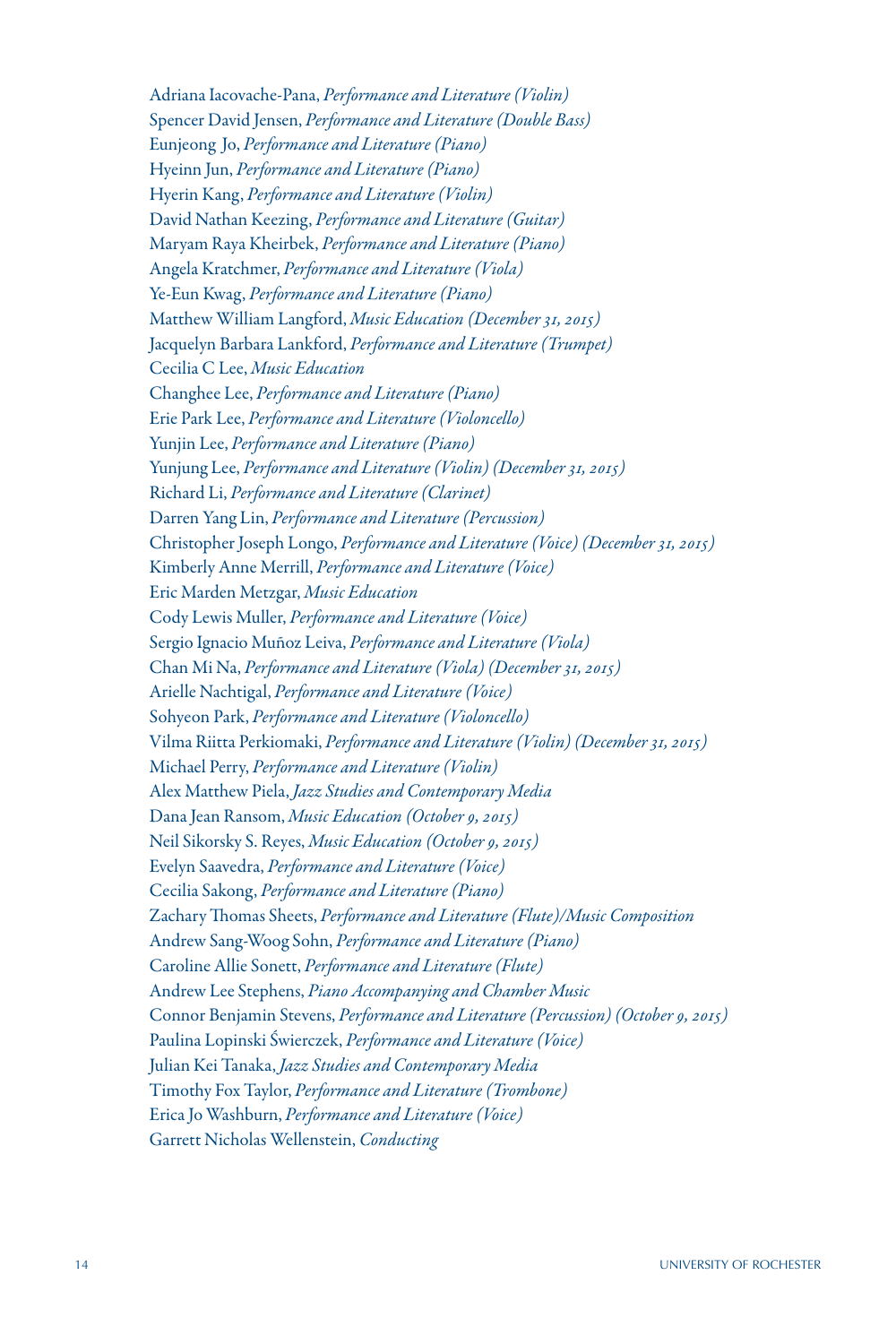Adriana Iacovache-Pana, *Performance and Literature (Violin)*
Spencer David Jensen, *Performance and Literature (Double Bass)*
Eunjeong Jo, *Performance and Literature (Piano)*
Hyeinn Jun, *Performance and Literature (Piano)*
Hyerin Kang, *Performance and Literature (Violin)*
David Nathan Keezing, *Performance and Literature (Guitar)*
Maryam Raya Kheirbek, *Performance and Literature (Piano)*
Angela Kratchmer, *Performance and Literature (Viola)*
Ye-Eun Kwag, *Performance and Literature (Piano)*
Matthew William Langford, *Music Education (December 31, 2015)*
Jacquelyn Barbara Lankford, *Performance and Literature (Trumpet)*
Cecilia C Lee, *Music Education*
Changhee Lee, *Performance and Literature (Piano)*
Erie Park Lee, *Performance and Literature (Violoncello)*
Yunjin Lee, *Performance and Literature (Piano)*
Yunjung Lee, *Performance and Literature (Violin) (December 31, 2015)*
Richard Li, *Performance and Literature (Clarinet)*
Darren Yang Lin, *Performance and Literature (Percussion)*
Christopher Joseph Longo, *Performance and Literature (Voice) (December 31, 2015)*
Kimberly Anne Merrill, *Performance and Literature (Voice)*
Eric Marden Metzgar, *Music Education*
Cody Lewis Muller, *Performance and Literature (Voice)*
Sergio Ignacio Muñoz Leiva, *Performance and Literature (Viola)*
Chan Mi Na, *Performance and Literature (Viola) (December 31, 2015)*
Arielle Nachtigal, *Performance and Literature (Voice)*
Sohyeon Park, *Performance and Literature (Violoncello)*
Vilma Riitta Perkiomaki, *Performance and Literature (Violin) (December 31, 2015)*
Michael Perry, *Performance and Literature (Violin)*
Alex Matthew Piela, *Jazz Studies and Contemporary Media*
Dana Jean Ransom, *Music Education (October 9, 2015)*
Neil Sikorsky S. Reyes, *Music Education (October 9, 2015)*
Evelyn Saavedra, *Performance and Literature (Voice)*
Cecilia Sakong, *Performance and Literature (Piano)*
Zachary Thomas Sheets, *Performance and Literature (Flute)/Music Composition*
Andrew Sang-Woog Sohn, *Performance and Literature (Piano)*
Caroline Allie Sonett, *Performance and Literature (Flute)*
Andrew Lee Stephens, *Piano Accompanying and Chamber Music*
Connor Benjamin Stevens, *Performance and Literature (Percussion) (October 9, 2015)*
Paulina Lopinski Świerczek, *Performance and Literature (Voice)*
Julian Kei Tanaka, *Jazz Studies and Contemporary Media*
Timothy Fox Taylor, *Performance and Literature (Trombone)*
Erica Jo Washburn, *Performance and Literature (Voice)*
Garrett Nicholas Wellenstein, *Conducting*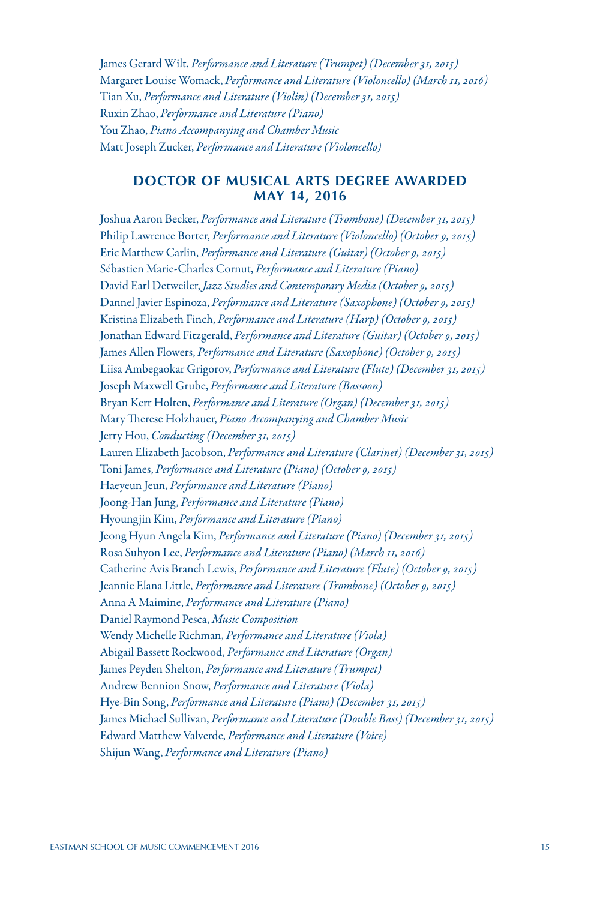James Gerard Wilt, *Performance and Literature (Trumpet) (December 31, 2015)*
Margaret Louise Womack, *Performance and Literature (Violoncello) (March 11, 2016)*
Tian Xu, *Performance and Literature (Violin) (December 31, 2015)*
Ruxin Zhao, *Performance and Literature (Piano)*
You Zhao, *Piano Accompanying and Chamber Music*
Matt Joseph Zucker, *Performance and Literature (Violoncello)*

## DOCTOR OF MUSICAL ARTS DEGREE AWARDED MAY 14, 2016

Joshua Aaron Becker, *Performance and Literature (Trombone) (December 31, 2015)*
Philip Lawrence Borter, *Performance and Literature (Violoncello) (October 9, 2015)*
Eric Matthew Carlin, *Performance and Literature (Guitar) (October 9, 2015)*
Sébastien Marie-Charles Cornut, *Performance and Literature (Piano)*
David Earl Detweiler, *Jazz Studies and Contemporary Media (October 9, 2015)*
Dannel Javier Espinoza, *Performance and Literature (Saxophone) (October 9, 2015)*
Kristina Elizabeth Finch, *Performance and Literature (Harp) (October 9, 2015)*
Jonathan Edward Fitzgerald, *Performance and Literature (Guitar) (October 9, 2015)*
James Allen Flowers, *Performance and Literature (Saxophone) (October 9, 2015)*
Liisa Ambegaokar Grigorov, *Performance and Literature (Flute) (December 31, 2015)*
Joseph Maxwell Grube, *Performance and Literature (Bassoon)*
Bryan Kerr Holten, *Performance and Literature (Organ) (December 31, 2015)*
Mary Therese Holzhauer, *Piano Accompanying and Chamber Music*
Jerry Hou, *Conducting (December 31, 2015)*
Lauren Elizabeth Jacobson, *Performance and Literature (Clarinet) (December 31, 2015)*
Toni James, *Performance and Literature (Piano) (October 9, 2015)*
Haeyeun Jeun, *Performance and Literature (Piano)*
Joong-Han Jung, *Performance and Literature (Piano)*
Hyoungjin Kim, *Performance and Literature (Piano)*
Jeong Hyun Angela Kim, *Performance and Literature (Piano) (December 31, 2015)*
Rosa Suhyon Lee, *Performance and Literature (Piano) (March 11, 2016)*
Catherine Avis Branch Lewis, *Performance and Literature (Flute) (October 9, 2015)*
Jeannie Elana Little, *Performance and Literature (Trombone) (October 9, 2015)*
Anna A Maimine, *Performance and Literature (Piano)*
Daniel Raymond Pesca, *Music Composition*
Wendy Michelle Richman, *Performance and Literature (Viola)*
Abigail Bassett Rockwood, *Performance and Literature (Organ)*
James Peyden Shelton, *Performance and Literature (Trumpet)*
Andrew Bennion Snow, *Performance and Literature (Viola)*
Hye-Bin Song, *Performance and Literature (Piano) (December 31, 2015)*
James Michael Sullivan, *Performance and Literature (Double Bass) (December 31, 2015)*
Edward Matthew Valverde, *Performance and Literature (Voice)*
Shijun Wang, *Performance and Literature (Piano)*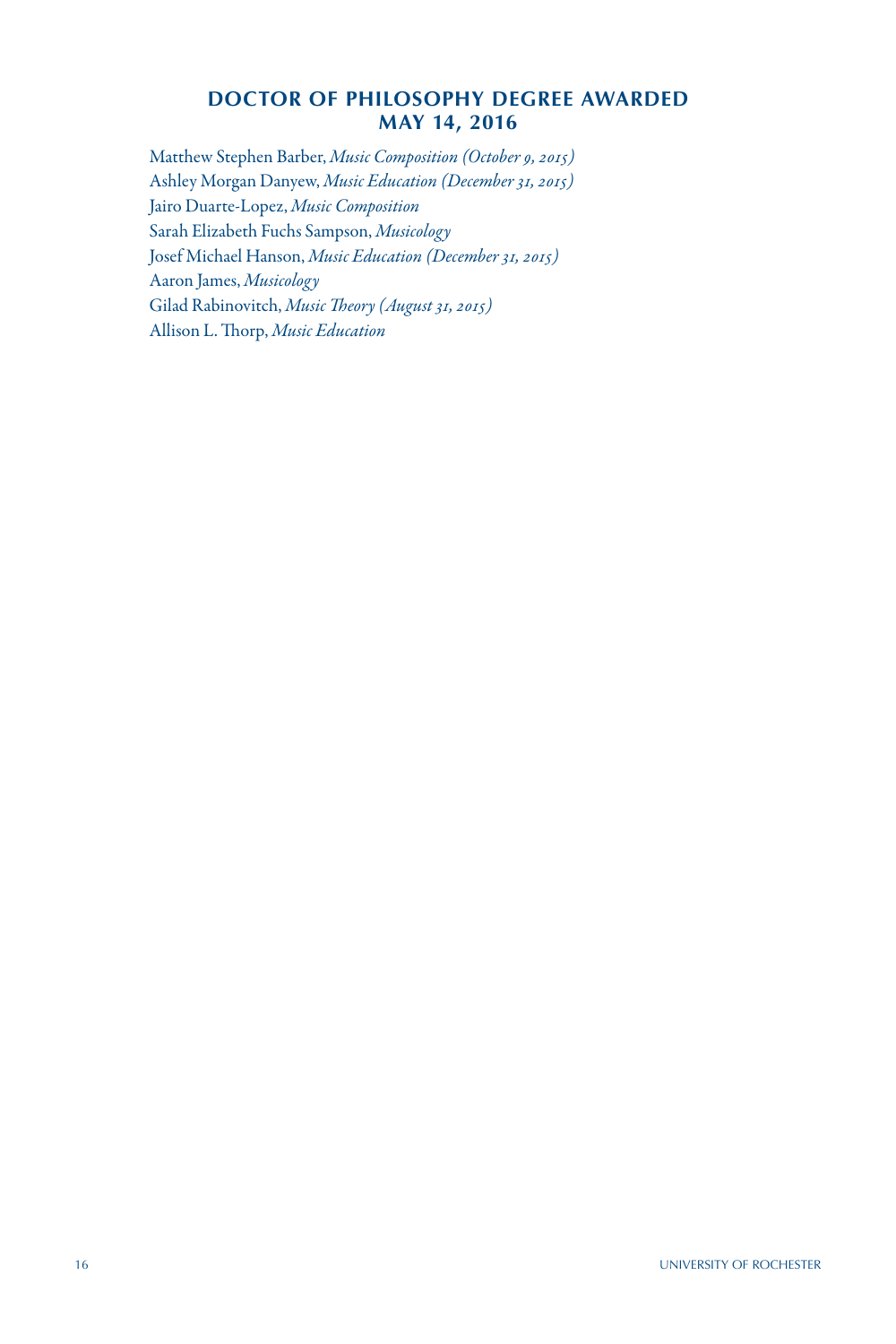## DOCTOR OF PHILOSOPHY DEGREE AWARDED
## MAY 14, 2016

Matthew Stephen Barber, *Music Composition (October 9, 2015)*
Ashley Morgan Danyew, *Music Education (December 31, 2015)*
Jairo Duarte-Lopez, *Music Composition*
Sarah Elizabeth Fuchs Sampson, *Musicology*
Josef Michael Hanson, *Music Education (December 31, 2015)*
Aaron James, *Musicology*
Gilad Rabinovitch, *Music Theory (August 31, 2015)*
Allison L. Thorp, *Music Education*